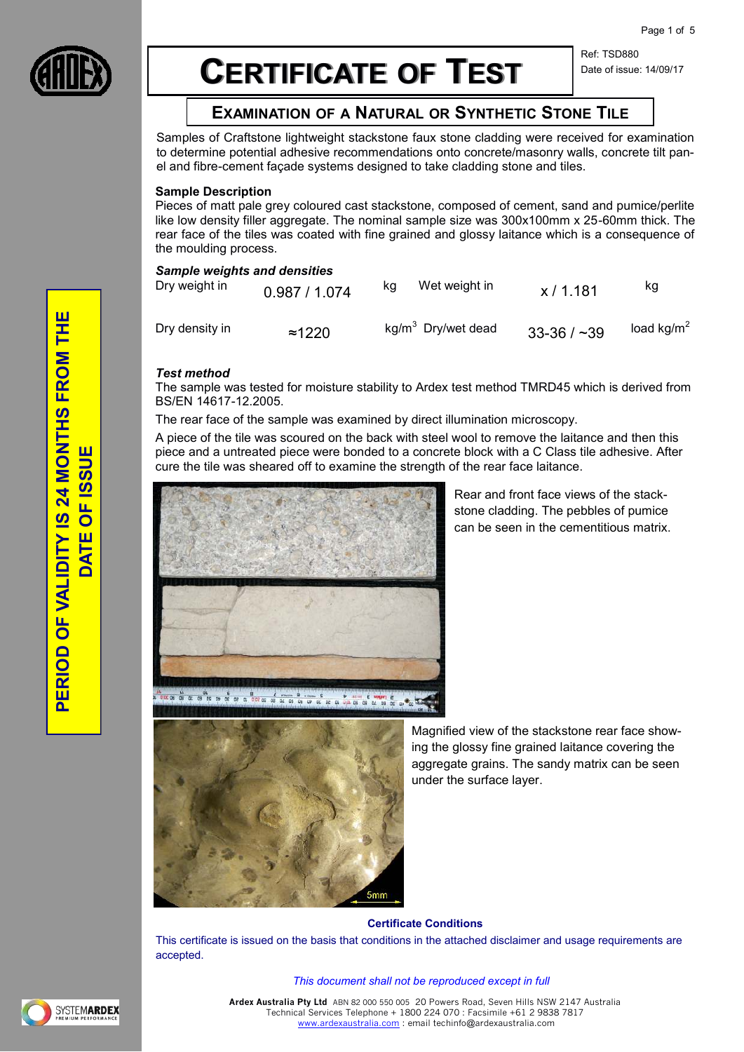# CERTIFICATE OF TEST

Ref: TSD880
Date of issue: 14/09/17

**PERIOD OF VALIDITY IS 24 MONTHS FROM THE DATE OF ISSUE**

## EXAMINATION OF A NATURAL OR SYNTHETIC STONE TILE

Samples of Craftstone lightweight stackstone faux stone cladding were received for examination to determine potential adhesive recommendations onto concrete/masonry walls, concrete tilt panel and fibre-cement façade systems designed to take cladding stone and tiles.

**Sample Description**

Pieces of matt pale grey coloured cast stackstone, composed of cement, sand and pumice/perlite like low density filler aggregate. The nominal sample size was 300x100mm x 25-60mm thick. The rear face of the tiles was coated with fine grained and glossy laitance which is a consequence of the moulding process.

***Sample weights and densities***

| | | | | | |
|---|---|---|---|---|---|
| Dry weight in | 0.987 / 1.074 | kg | Wet weight in | x / 1.181 | kg |
| Dry density in | ≈1220 | $kg/m^3$ | Dry/wet dead | 33-36 / ~39 | load $kg/m^2$ |

***Test method***

The sample was tested for moisture stability to Ardex test method TMRD45 which is derived from BS/EN 14617-12.2005.

The rear face of the sample was examined by direct illumination microscopy.

A piece of the tile was scoured on the back with steel wool to remove the laitance and then this piece and a untreated piece were bonded to a concrete block with a C Class tile adhesive. After cure the tile was sheared off to examine the strength of the rear face laitance.

Rear and front face views of the stackstone cladding. The pebbles of pumice can be seen in the cementitious matrix.

Magnified view of the stackstone rear face showing the glossy fine grained laitance covering the aggregate grains. The sandy matrix can be seen under the surface layer.

**Certificate Conditions**

This certificate is issued on the basis that conditions in the attached disclaimer and usage requirements are accepted.

*This document shall not be reproduced except in full*

**Ardex Australia Pty Ltd** ABN 82 000 550 005 20 Powers Road, Seven Hills NSW 2147 Australia
Technical Services Telephone + 1800 224 070 : Facsimile +61 2 9838 7817
www.ardexaustralia.com : email techinfo@ardexaustralia.com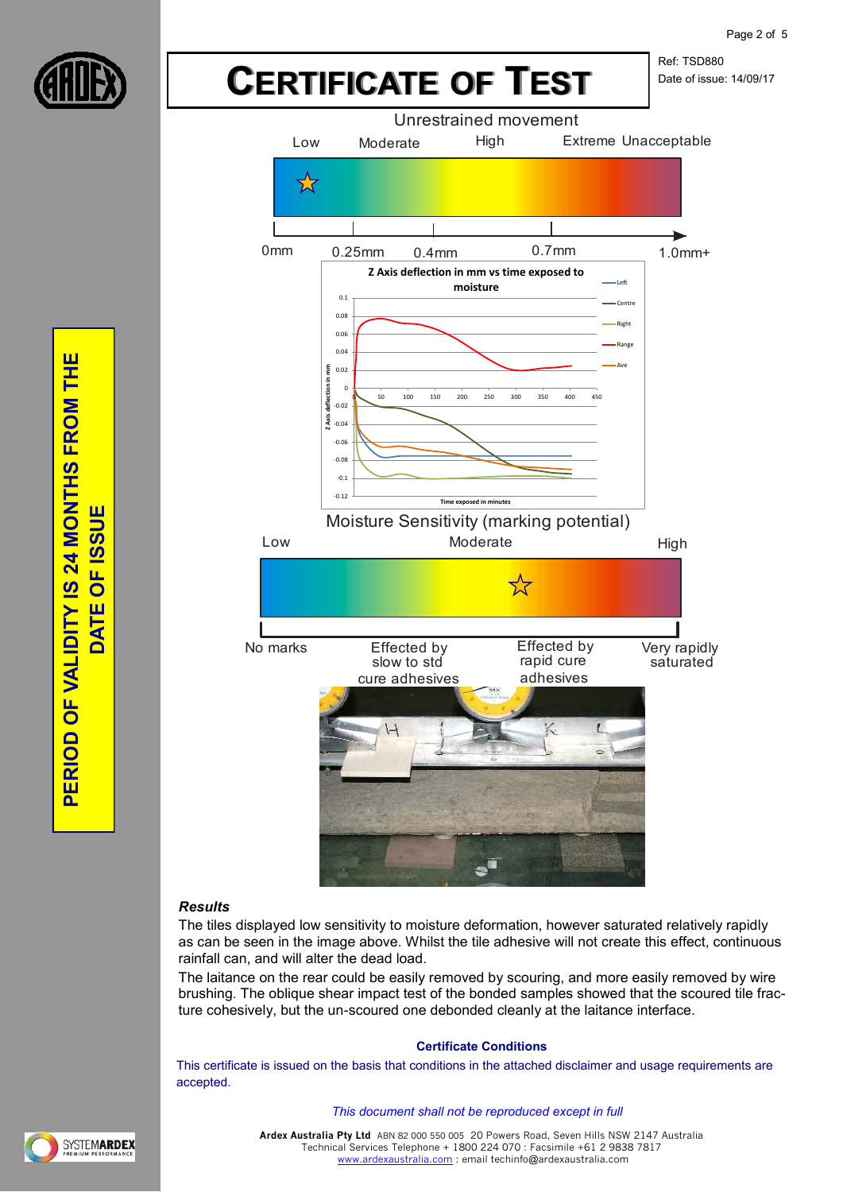# CERTIFICATE OF TEST

Ref: TSD880

Date of issue: 14/09/17

PERIOD OF VALIDITY IS 24 MONTHS FROM THE DATE OF ISSUE

Unrestrained movement

Low | Moderate | High | Extreme Unacceptable

0mm | 0.25mm | 0.4mm | 0.7mm | 1.0mm+

Z Axis deflection in mm vs time exposed to moisture

Moisture Sensitivity (marking potential)

Low | Moderate | High

No marks | Effected by slow to std cure adhesives | Effected by rapid cure adhesives | Very rapidly saturated

### Results

The tiles displayed low sensitivity to moisture deformation, however saturated relatively rapidly as can be seen in the image above. Whilst the tile adhesive will not create this effect, continuous rainfall can, and will alter the dead load.

The laitance on the rear could be easily removed by scouring, and more easily removed by wire brushing. The oblique shear impact test of the bonded samples showed that the scoured tile fracture cohesively, but the un-scoured one debonded cleanly at the laitance interface.

**Certificate Conditions**

This certificate is issued on the basis that conditions in the attached disclaimer and usage requirements are accepted.

*This document shall not be reproduced except in full*

**Ardex Australia Pty Ltd** ABN 82 000 550 005 20 Powers Road, Seven Hills NSW 2147 Australia
Technical Services Telephone + 1800 224 070 : Facsimile +61 2 9838 7817
www.ardexaustralia.com : email techinfo@ardexaustralia.com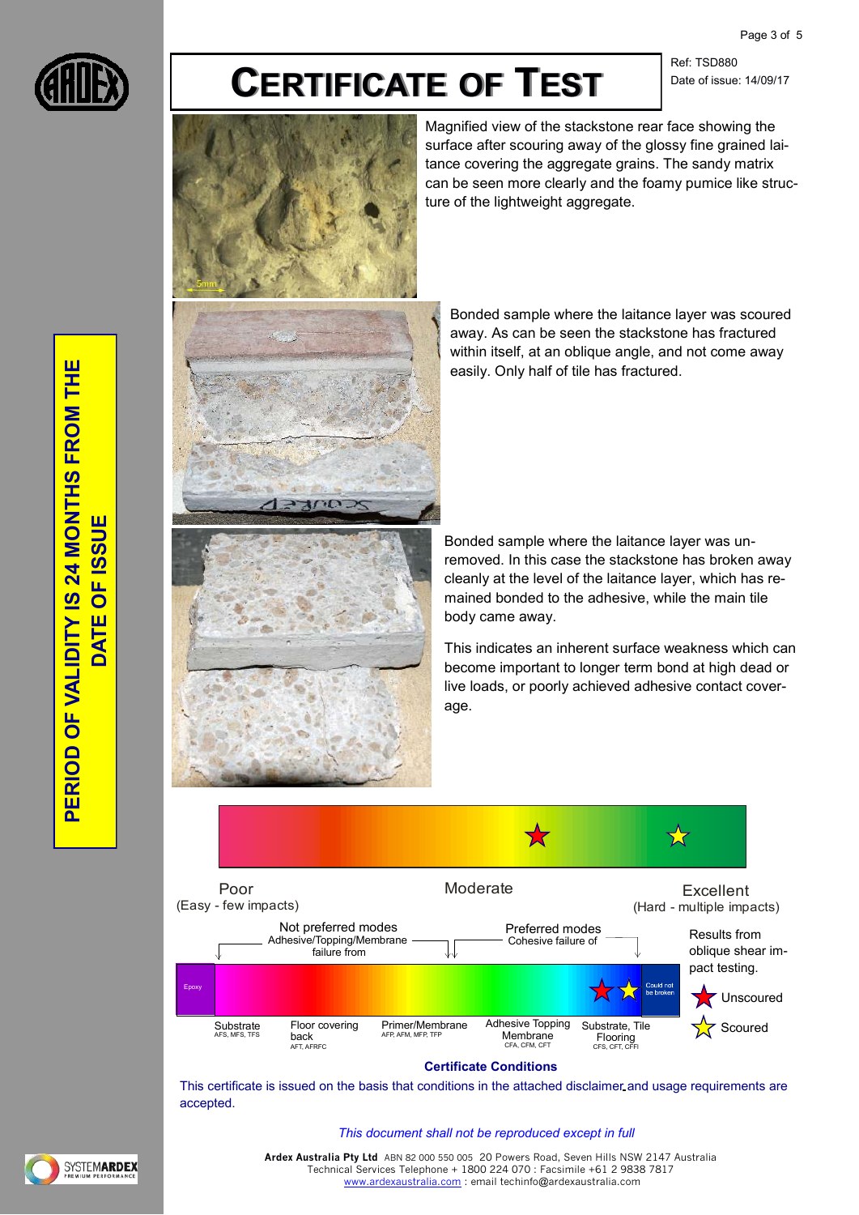# CERTIFICATE OF TEST

Ref: TSD880
Date of issue: 14/09/17

**PERIOD OF VALIDITY IS 24 MONTHS FROM THE DATE OF ISSUE**

Magnified view of the stackstone rear face showing the surface after scouring away of the glossy fine grained laitance covering the aggregate grains. The sandy matrix can be seen more clearly and the foamy pumice like structure of the lightweight aggregate.

Bonded sample where the laitance layer was scoured away. As can be seen the stackstone has fractured within itself, at an oblique angle, and not come away easily. Only half of tile has fractured.

Bonded sample where the laitance layer was unremoved. In this case the stackstone has broken away cleanly at the level of the laitance layer, which has remained bonded to the adhesive, while the main tile body came away.

This indicates an inherent surface weakness which can become important to longer term bond at high dead or live loads, or poorly achieved adhesive contact coverage.

Poor (Easy - few impacts) — Moderate — Excellent (Hard - multiple impacts)

Not preferred modes: Adhesive/Topping/Membrane failure from
Preferred modes: Cohesive failure of

Epoxy | Substrate (AFS, MFS, TFS) | Floor covering back (AFT, AFRFC) | Primer/Membrane (AFP, AFM, MFP, TFP) | Adhesive Topping Membrane (CFA, CFM, CFT) | Substrate, Tile Flooring (CFS, CFT, CFFI) | Could not be broken

Results from oblique shear impact testing.
- Unscoured
- Scoured

**Certificate Conditions**

This certificate is issued on the basis that conditions in the attached disclaimer and usage requirements are accepted.

*This document shall not be reproduced except in full*

**Ardex Australia Pty Ltd** ABN 82 000 550 005 20 Powers Road, Seven Hills NSW 2147 Australia
Technical Services Telephone + 1800 224 070 : Facsimile +61 2 9838 7817
www.ardexaustralia.com : email techinfo@ardexaustralia.com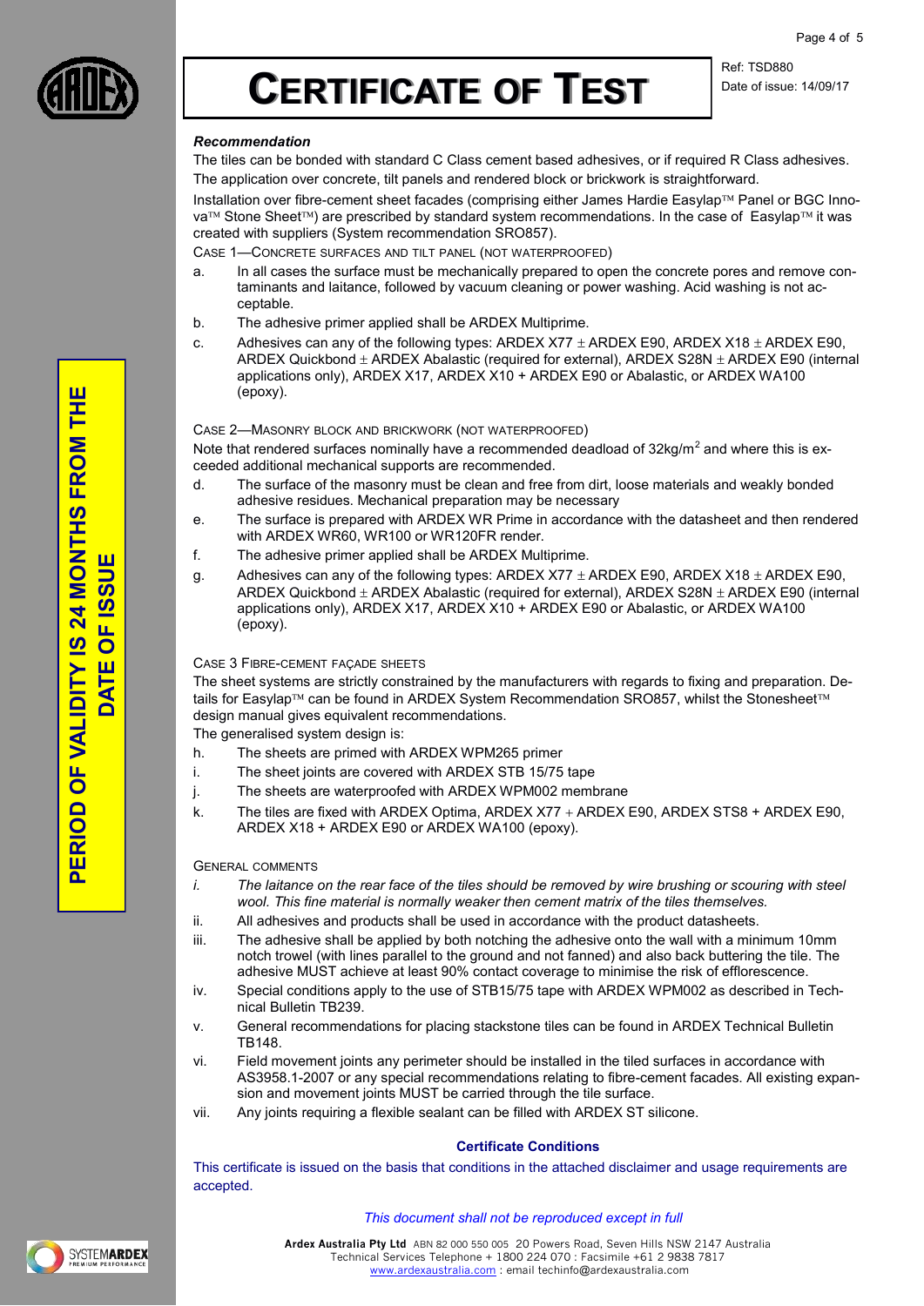# CERTIFICATE OF TEST

Ref: TSD880
Date of issue: 14/09/17

**PERIOD OF VALIDITY IS 24 MONTHS FROM THE DATE OF ISSUE**

### *Recommendation*

The tiles can be bonded with standard C Class cement based adhesives, or if required R Class adhesives.

The application over concrete, tilt panels and rendered block or brickwork is straightforward.

Installation over fibre-cement sheet facades (comprising either James Hardie Easylap™ Panel or BGC Innova™ Stone Sheet™) are prescribed by standard system recommendations. In the case of Easylap™ it was created with suppliers (System recommendation SRO857).

CASE 1—CONCRETE SURFACES AND TILT PANEL (NOT WATERPROOFED)

a. In all cases the surface must be mechanically prepared to open the concrete pores and remove contaminants and laitance, followed by vacuum cleaning or power washing. Acid washing is not acceptable.
b. The adhesive primer applied shall be ARDEX Multiprime.
c. Adhesives can any of the following types: ARDEX X77 ± ARDEX E90, ARDEX X18 ± ARDEX E90, ARDEX Quickbond ± ARDEX Abalastic (required for external), ARDEX S28N ± ARDEX E90 (internal applications only), ARDEX X17, ARDEX X10 + ARDEX E90 or Abalastic, or ARDEX WA100 (epoxy).

CASE 2—MASONRY BLOCK AND BRICKWORK (NOT WATERPROOFED)

Note that rendered surfaces nominally have a recommended deadload of 32kg/m$^2$ and where this is exceeded additional mechanical supports are recommended.

d. The surface of the masonry must be clean and free from dirt, loose materials and weakly bonded adhesive residues. Mechanical preparation may be necessary
e. The surface is prepared with ARDEX WR Prime in accordance with the datasheet and then rendered with ARDEX WR60, WR100 or WR120FR render.
f. The adhesive primer applied shall be ARDEX Multiprime.
g. Adhesives can any of the following types: ARDEX X77 ± ARDEX E90, ARDEX X18 ± ARDEX E90, ARDEX Quickbond ± ARDEX Abalastic (required for external), ARDEX S28N ± ARDEX E90 (internal applications only), ARDEX X17, ARDEX X10 + ARDEX E90 or Abalastic, or ARDEX WA100 (epoxy).

CASE 3 FIBRE-CEMENT FAÇADE SHEETS

The sheet systems are strictly constrained by the manufacturers with regards to fixing and preparation. Details for Easylap™ can be found in ARDEX System Recommendation SRO857, whilst the Stonesheet™ design manual gives equivalent recommendations.

The generalised system design is:

h. The sheets are primed with ARDEX WPM265 primer
i. The sheet joints are covered with ARDEX STB 15/75 tape
j. The sheets are waterproofed with ARDEX WPM002 membrane
k. The tiles are fixed with ARDEX Optima, ARDEX X77 + ARDEX E90, ARDEX STS8 + ARDEX E90, ARDEX X18 + ARDEX E90 or ARDEX WA100 (epoxy).

GENERAL COMMENTS

i. *The laitance on the rear face of the tiles should be removed by wire brushing or scouring with steel wool. This fine material is normally weaker then cement matrix of the tiles themselves.*
ii. All adhesives and products shall be used in accordance with the product datasheets.
iii. The adhesive shall be applied by both notching the adhesive onto the wall with a minimum 10mm notch trowel (with lines parallel to the ground and not fanned) and also back buttering the tile. The adhesive MUST achieve at least 90% contact coverage to minimise the risk of efflorescence.
iv. Special conditions apply to the use of STB15/75 tape with ARDEX WPM002 as described in Technical Bulletin TB239.
v. General recommendations for placing stackstone tiles can be found in ARDEX Technical Bulletin TB148.
vi. Field movement joints any perimeter should be installed in the tiled surfaces in accordance with AS3958.1-2007 or any special recommendations relating to fibre-cement facades. All existing expansion and movement joints MUST be carried through the tile surface.
vii. Any joints requiring a flexible sealant can be filled with ARDEX ST silicone.

**Certificate Conditions**

This certificate is issued on the basis that conditions in the attached disclaimer and usage requirements are accepted.

*This document shall not be reproduced except in full*

**Ardex Australia Pty Ltd** ABN 82 000 550 005 20 Powers Road, Seven Hills NSW 2147 Australia
Technical Services Telephone + 1800 224 070 : Facsimile +61 2 9838 7817
www.ardexaustralia.com : email techinfo@ardexaustralia.com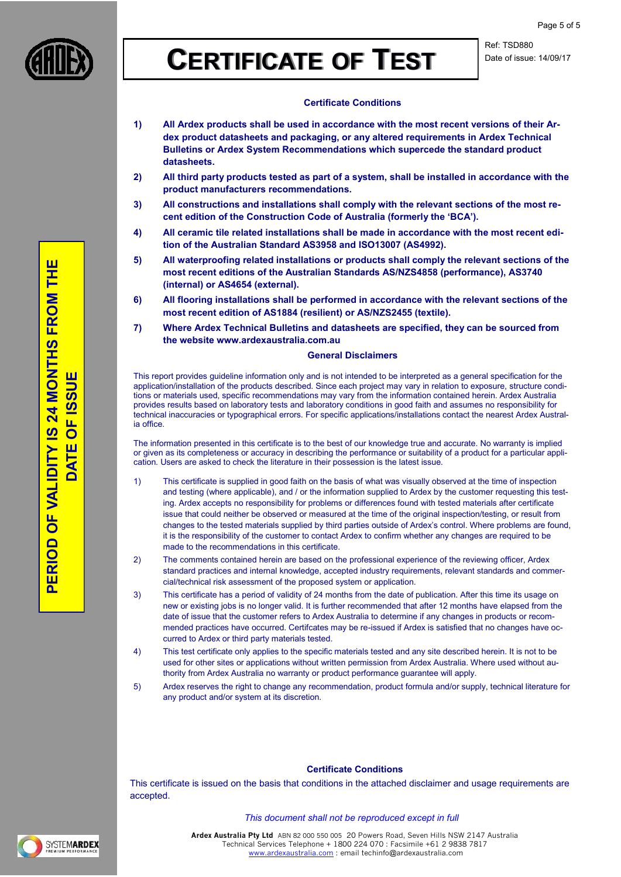# CERTIFICATE OF TEST

Ref: TSD880
Date of issue: 14/09/17

**PERIOD OF VALIDITY IS 24 MONTHS FROM THE DATE OF ISSUE**

### Certificate Conditions

1) **All Ardex products shall be used in accordance with the most recent versions of their Ardex product datasheets and packaging, or any altered requirements in Ardex Technical Bulletins or Ardex System Recommendations which supercede the standard product datasheets.**

2) **All third party products tested as part of a system, shall be installed in accordance with the product manufacturers recommendations.**

3) **All constructions and installations shall comply with the relevant sections of the most recent edition of the Construction Code of Australia (formerly the 'BCA').**

4) **All ceramic tile related installations shall be made in accordance with the most recent edition of the Australian Standard AS3958 and ISO13007 (AS4992).**

5) **All waterproofing related installations or products shall comply the relevant sections of the most recent editions of the Australian Standards AS/NZS4858 (performance), AS3740 (internal) or AS4654 (external).**

6) **All flooring installations shall be performed in accordance with the relevant sections of the most recent edition of AS1884 (resilient) or AS/NZS2455 (textile).**

7) **Where Ardex Technical Bulletins and datasheets are specified, they can be sourced from the website www.ardexaustralia.com.au**

### General Disclaimers

This report provides guideline information only and is not intended to be interpreted as a general specification for the application/installation of the products described. Since each project may vary in relation to exposure, structure conditions or materials used, specific recommendations may vary from the information contained herein. Ardex Australia provides results based on laboratory tests and laboratory conditions in good faith and assumes no responsibility for technical inaccuracies or typographical errors. For specific applications/installations contact the nearest Ardex Australia office.

The information presented in this certificate is to the best of our knowledge true and accurate. No warranty is implied or given as its completeness or accuracy in describing the performance or suitability of a product for a particular application. Users are asked to check the literature in their possession is the latest issue.

1) This certificate is supplied in good faith on the basis of what was visually observed at the time of inspection and testing (where applicable), and / or the information supplied to Ardex by the customer requesting this testing. Ardex accepts no responsibility for problems or differences found with tested materials after certificate issue that could neither be observed or measured at the time of the original inspection/testing, or result from changes to the tested materials supplied by third parties outside of Ardex's control. Where problems are found, it is the responsibility of the customer to contact Ardex to confirm whether any changes are required to be made to the recommendations in this certificate.

2) The comments contained herein are based on the professional experience of the reviewing officer, Ardex standard practices and internal knowledge, accepted industry requirements, relevant standards and commercial/technical risk assessment of the proposed system or application.

3) This certificate has a period of validity of 24 months from the date of publication. After this time its usage on new or existing jobs is no longer valid. It is further recommended that after 12 months have elapsed from the date of issue that the customer refers to Ardex Australia to determine if any changes in products or recommended practices have occurred. Certifcates may be re-issued if Ardex is satisfied that no changes have occurred to Ardex or third party materials tested.

4) This test certificate only applies to the specific materials tested and any site described herein. It is not to be used for other sites or applications without written permission from Ardex Australia. Where used without authority from Ardex Australia no warranty or product performance guarantee will apply.

5) Ardex reserves the right to change any recommendation, product formula and/or supply, technical literature for any product and/or system at its discretion.

### Certificate Conditions

This certificate is issued on the basis that conditions in the attached disclaimer and usage requirements are accepted.

*This document shall not be reproduced except in full*

**Ardex Australia Pty Ltd** ABN 82 000 550 005 20 Powers Road, Seven Hills NSW 2147 Australia
Technical Services Telephone + 1800 224 070 : Facsimile +61 2 9838 7817
www.ardexaustralia.com : email techinfo@ardexaustralia.com